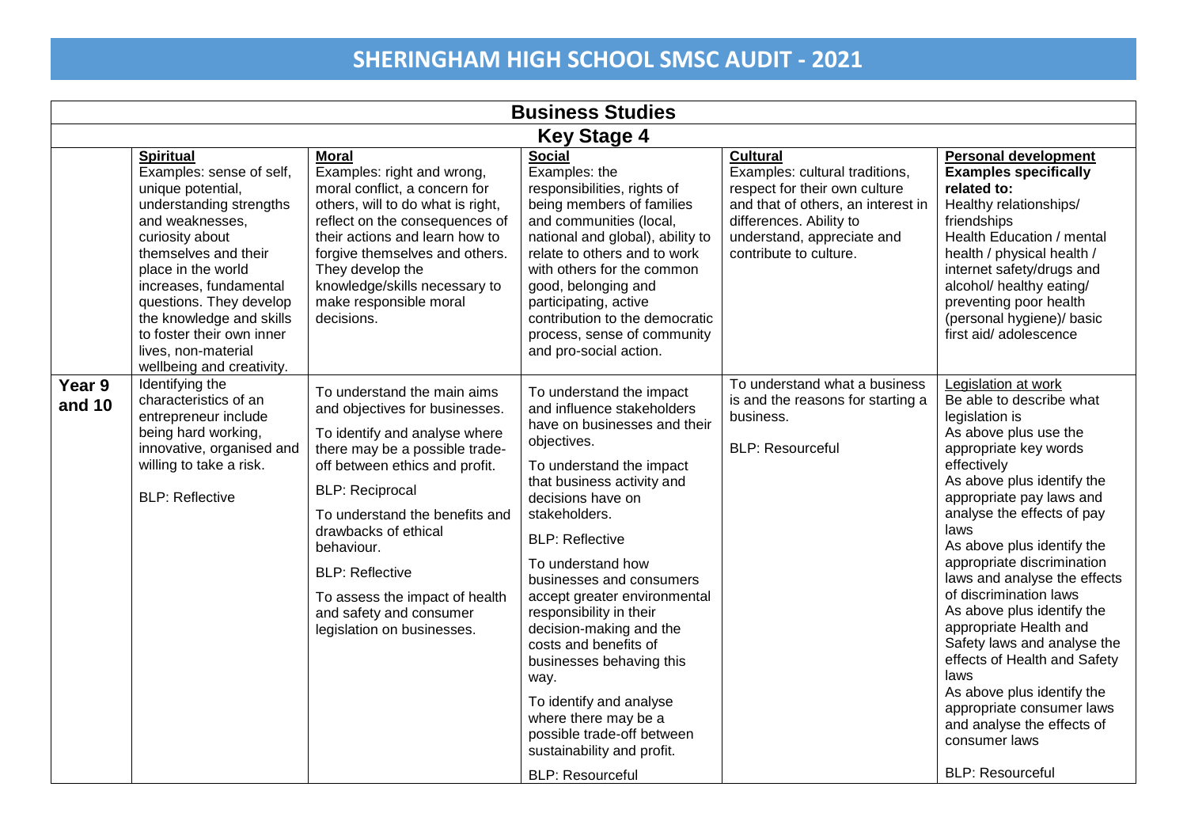# SHERINGHAM HIGH SCHOOL SMSC AUDIT - 2021

| Business Studies | | | | | |
|---|---|---|---|---|---|
| **Key Stage 4** | | | | | |
| | **Spiritual**<br>Examples: sense of self, unique potential, understanding strengths and weaknesses, curiosity about themselves and their place in the world increases, fundamental questions. They develop the knowledge and skills to foster their own inner lives, non-material wellbeing and creativity. | **Moral**<br>Examples: right and wrong, moral conflict, a concern for others, will to do what is right, reflect on the consequences of their actions and learn how to forgive themselves and others. They develop the knowledge/skills necessary to make responsible moral decisions. | **Social**<br>Examples: the responsibilities, rights of being members of families and communities (local, national and global), ability to relate to others and to work with others for the common good, belonging and participating, active contribution to the democratic process, sense of community and pro-social action. | **Cultural**<br>Examples: cultural traditions, respect for their own culture and that of others, an interest in differences. Ability to understand, appreciate and contribute to culture. | **Personal development**<br>**Examples specifically related to:**<br>Healthy relationships/ friendships<br>Health Education / mental health / physical health / internet safety/drugs and alcohol/ healthy eating/ preventing poor health (personal hygiene)/ basic first aid/ adolescence |
| **Year 9 and 10** | Identifying the characteristics of an entrepreneur include being hard working, innovative, organised and willing to take a risk.<br><br>BLP: Reflective | To understand the main aims and objectives for businesses.<br><br>To identify and analyse where there may be a possible trade-off between ethics and profit.<br><br>BLP: Reciprocal<br><br>To understand the benefits and drawbacks of ethical behaviour.<br><br>BLP: Reflective<br><br>To assess the impact of health and safety and consumer legislation on businesses. | To understand the impact and influence stakeholders have on businesses and their objectives.<br><br>To understand the impact that business activity and decisions have on stakeholders.<br><br>BLP: Reflective<br><br>To understand how businesses and consumers accept greater environmental responsibility in their decision-making and the costs and benefits of businesses behaving this way.<br><br>To identify and analyse where there may be a possible trade-off between sustainability and profit.<br><br>BLP: Resourceful | To understand what a business is and the reasons for starting a business.<br><br>BLP: Resourceful | Legislation at work<br>Be able to describe what legislation is<br>As above plus use the appropriate key words effectively<br>As above plus identify the appropriate pay laws and analyse the effects of pay laws<br>As above plus identify the appropriate discrimination laws and analyse the effects of discrimination laws<br>As above plus identify the appropriate Health and Safety laws and analyse the effects of Health and Safety laws<br>As above plus identify the appropriate consumer laws and analyse the effects of consumer laws<br><br>BLP: Resourceful |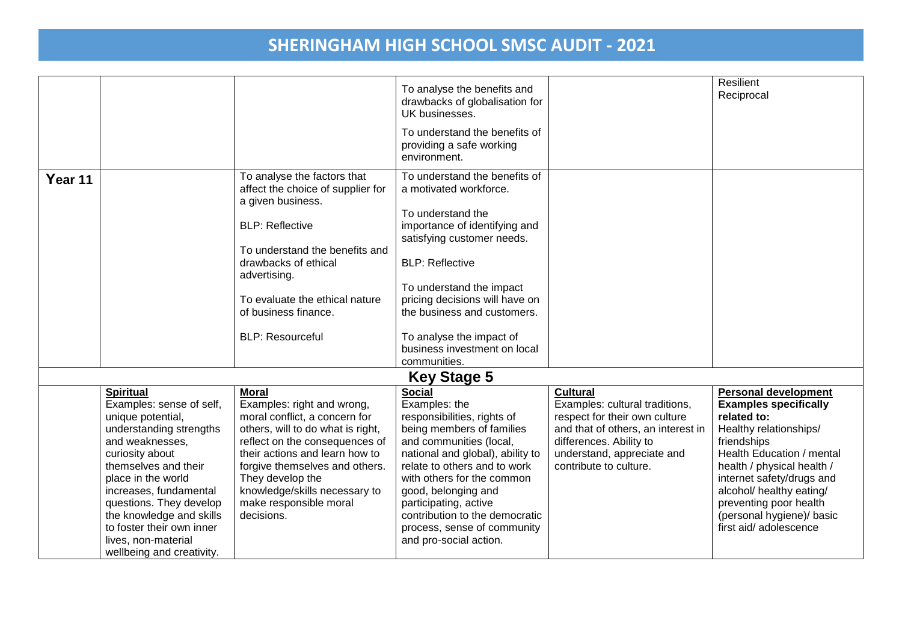# SHERINGHAM HIGH SCHOOL SMSC AUDIT - 2021

| | | | | | |
|---|---|---|---|---|---|
| | | | To analyse the benefits and drawbacks of globalisation for UK businesses.<br><br>To understand the benefits of providing a safe working environment. | | Resilient<br>Reciprocal |
| **Year 11** | | To analyse the factors that affect the choice of supplier for a given business.<br><br>BLP: Reflective<br><br>To understand the benefits and drawbacks of ethical advertising.<br><br>To evaluate the ethical nature of business finance.<br><br>BLP: Resourceful | To understand the benefits of a motivated workforce.<br><br>To understand the importance of identifying and satisfying customer needs.<br><br>BLP: Reflective<br><br>To understand the impact pricing decisions will have on the business and customers.<br><br>To analyse the impact of business investment on local communities. | | |
| | | | **Key Stage 5** | | |
| | **Spiritual**<br>Examples: sense of self, unique potential, understanding strengths and weaknesses, curiosity about themselves and their place in the world increases, fundamental questions. They develop the knowledge and skills to foster their own inner lives, non-material wellbeing and creativity. | **Moral**<br>Examples: right and wrong, moral conflict, a concern for others, will to do what is right, reflect on the consequences of their actions and learn how to forgive themselves and others. They develop the knowledge/skills necessary to make responsible moral decisions. | **Social**<br>Examples: the responsibilities, rights of being members of families and communities (local, national and global), ability to relate to others and to work with others for the common good, belonging and participating, active contribution to the democratic process, sense of community and pro-social action. | **Cultural**<br>Examples: cultural traditions, respect for their own culture and that of others, an interest in differences. Ability to understand, appreciate and contribute to culture. | **Personal development**<br>**Examples specifically related to:**<br>Healthy relationships/ friendships<br>Health Education / mental health / physical health / internet safety/drugs and alcohol/ healthy eating/ preventing poor health (personal hygiene)/ basic first aid/ adolescence |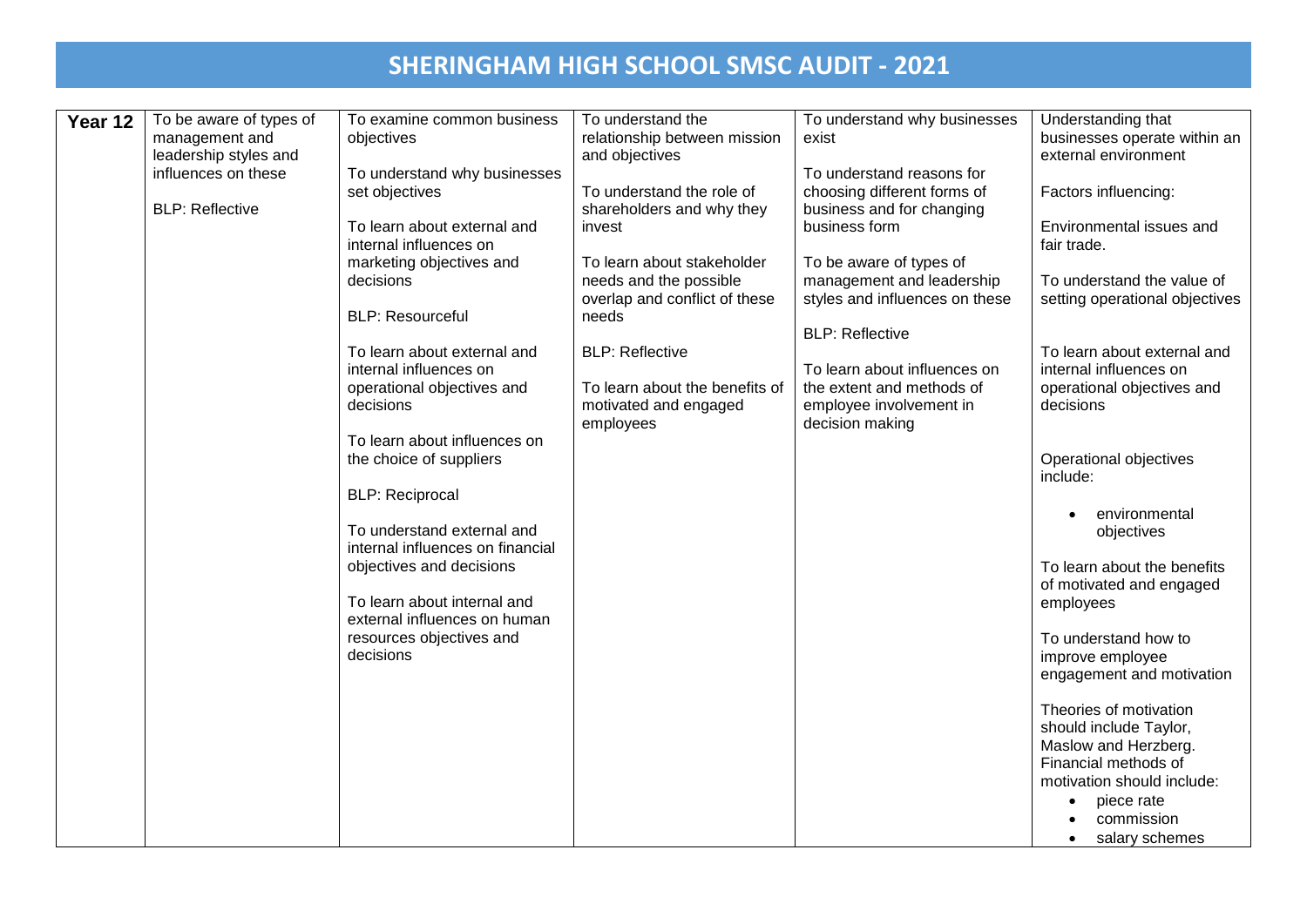# SHERINGHAM HIGH SCHOOL SMSC AUDIT - 2021

| | | | | | |
|---|---|---|---|---|---|
| **Year 12** | To be aware of types of management and leadership styles and influences on these<br><br>BLP: Reflective | To examine common business objectives<br><br>To understand why businesses set objectives<br><br>To learn about external and internal influences on marketing objectives and decisions<br><br>BLP: Resourceful<br><br>To learn about external and internal influences on operational objectives and decisions<br><br>To learn about influences on the choice of suppliers<br><br>BLP: Reciprocal<br><br>To understand external and internal influences on financial objectives and decisions<br><br>To learn about internal and external influences on human resources objectives and decisions | To understand the relationship between mission and objectives<br><br>To understand the role of shareholders and why they invest<br><br>To learn about stakeholder needs and the possible overlap and conflict of these needs<br><br>BLP: Reflective<br><br>To learn about the benefits of motivated and engaged employees | To understand why businesses exist<br><br>To understand reasons for choosing different forms of business and for changing business form<br><br>To be aware of types of management and leadership styles and influences on these<br><br>BLP: Reflective<br><br>To learn about influences on the extent and methods of employee involvement in decision making | Understanding that businesses operate within an external environment<br><br>Factors influencing:<br><br>Environmental issues and fair trade.<br><br>To understand the value of setting operational objectives<br><br>To learn about external and internal influences on operational objectives and decisions<br><br>Operational objectives include:<br><br>• environmental objectives<br><br>To learn about the benefits of motivated and engaged employees<br><br>To understand how to improve employee engagement and motivation<br><br>Theories of motivation should include Taylor, Maslow and Herzberg. Financial methods of motivation should include:<br>• piece rate<br>• commission<br>• salary schemes |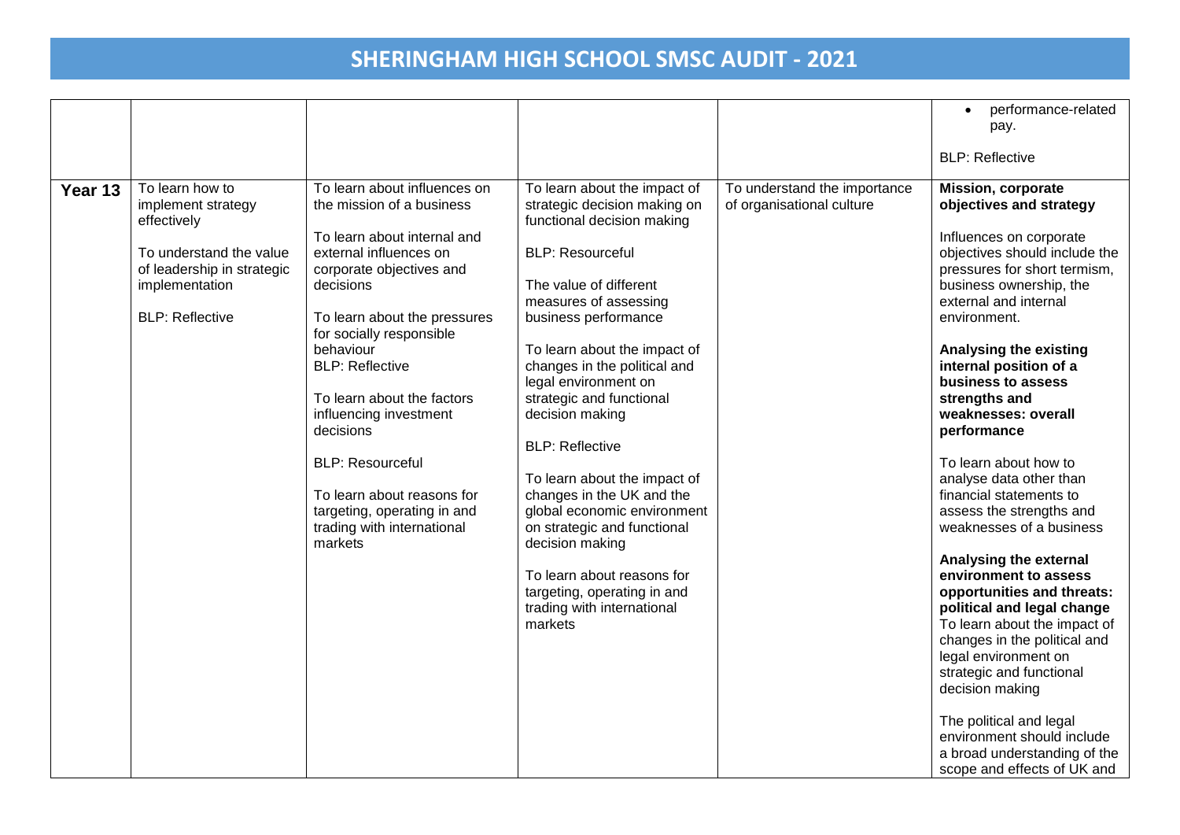# SHERINGHAM HIGH SCHOOL SMSC AUDIT - 2021

| | | | | | |
|---|---|---|---|---|---|
| | | | | | • performance-related pay.<br><br>BLP: Reflective |
| **Year 13** | To learn how to implement strategy effectively<br><br>To understand the value of leadership in strategic implementation<br><br>BLP: Reflective | To learn about influences on the mission of a business<br><br>To learn about internal and external influences on corporate objectives and decisions<br><br>To learn about the pressures for socially responsible behaviour<br>BLP: Reflective<br><br>To learn about the factors influencing investment decisions<br><br>BLP: Resourceful<br><br>To learn about reasons for targeting, operating in and trading with international markets | To learn about the impact of strategic decision making on functional decision making<br><br>BLP: Resourceful<br><br>The value of different measures of assessing business performance<br><br>To learn about the impact of changes in the political and legal environment on strategic and functional decision making<br><br>BLP: Reflective<br><br>To learn about the impact of changes in the UK and the global economic environment on strategic and functional decision making<br><br>To learn about reasons for targeting, operating in and trading with international markets | To understand the importance of organisational culture | **Mission, corporate objectives and strategy**<br><br>Influences on corporate objectives should include the pressures for short termism, business ownership, the external and internal environment.<br><br>**Analysing the existing internal position of a business to assess strengths and weaknesses: overall performance**<br><br>To learn about how to analyse data other than financial statements to assess the strengths and weaknesses of a business<br><br>**Analysing the external environment to assess opportunities and threats: political and legal change**<br>To learn about the impact of changes in the political and legal environment on strategic and functional decision making<br><br>The political and legal environment should include a broad understanding of the scope and effects of UK and |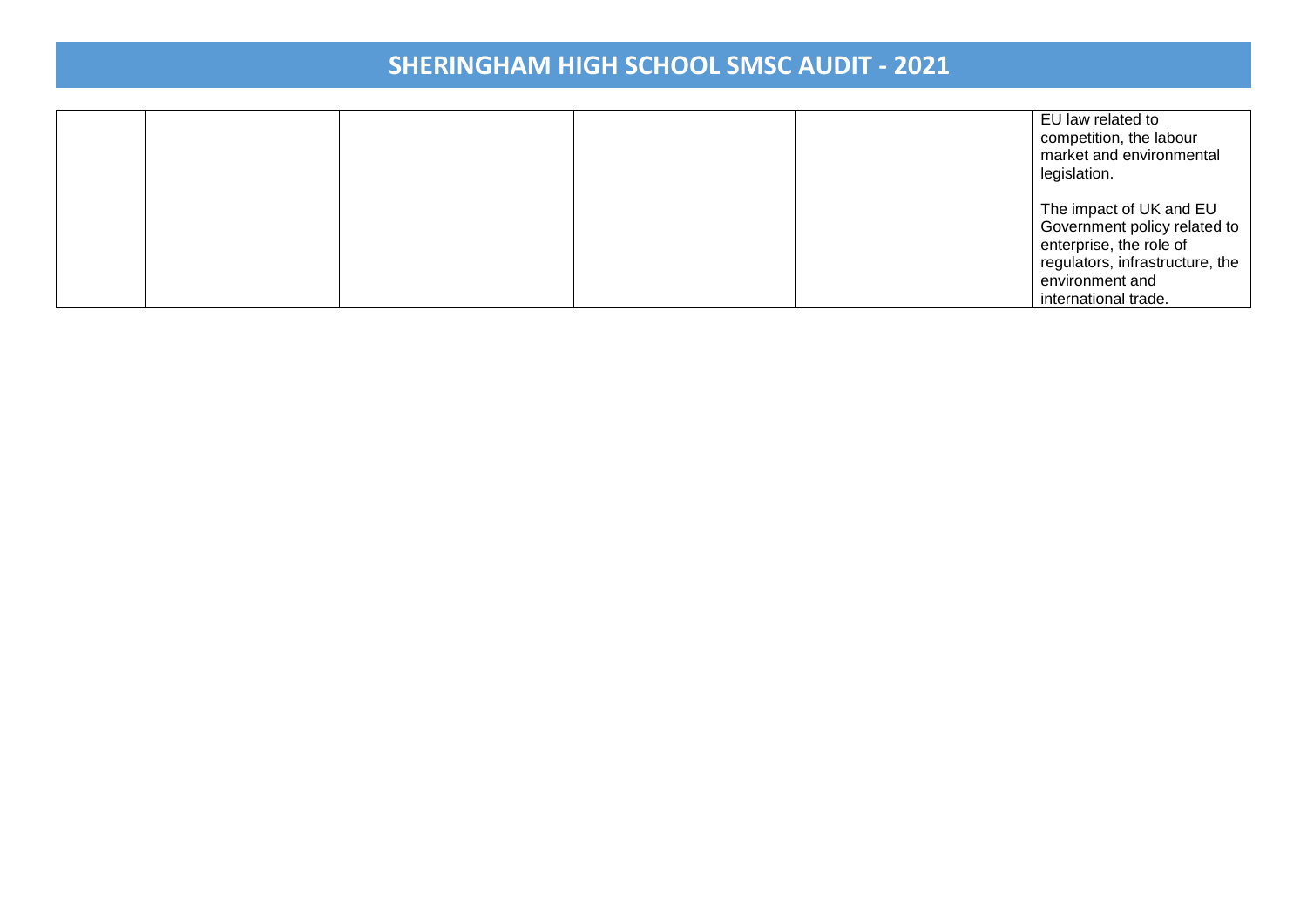| | | | | | |
|---|---|---|---|---|---|
| | | | | | EU law related to competition, the labour market and environmental legislation.<br><br>The impact of UK and EU Government policy related to enterprise, the role of regulators, infrastructure, the environment and international trade. |